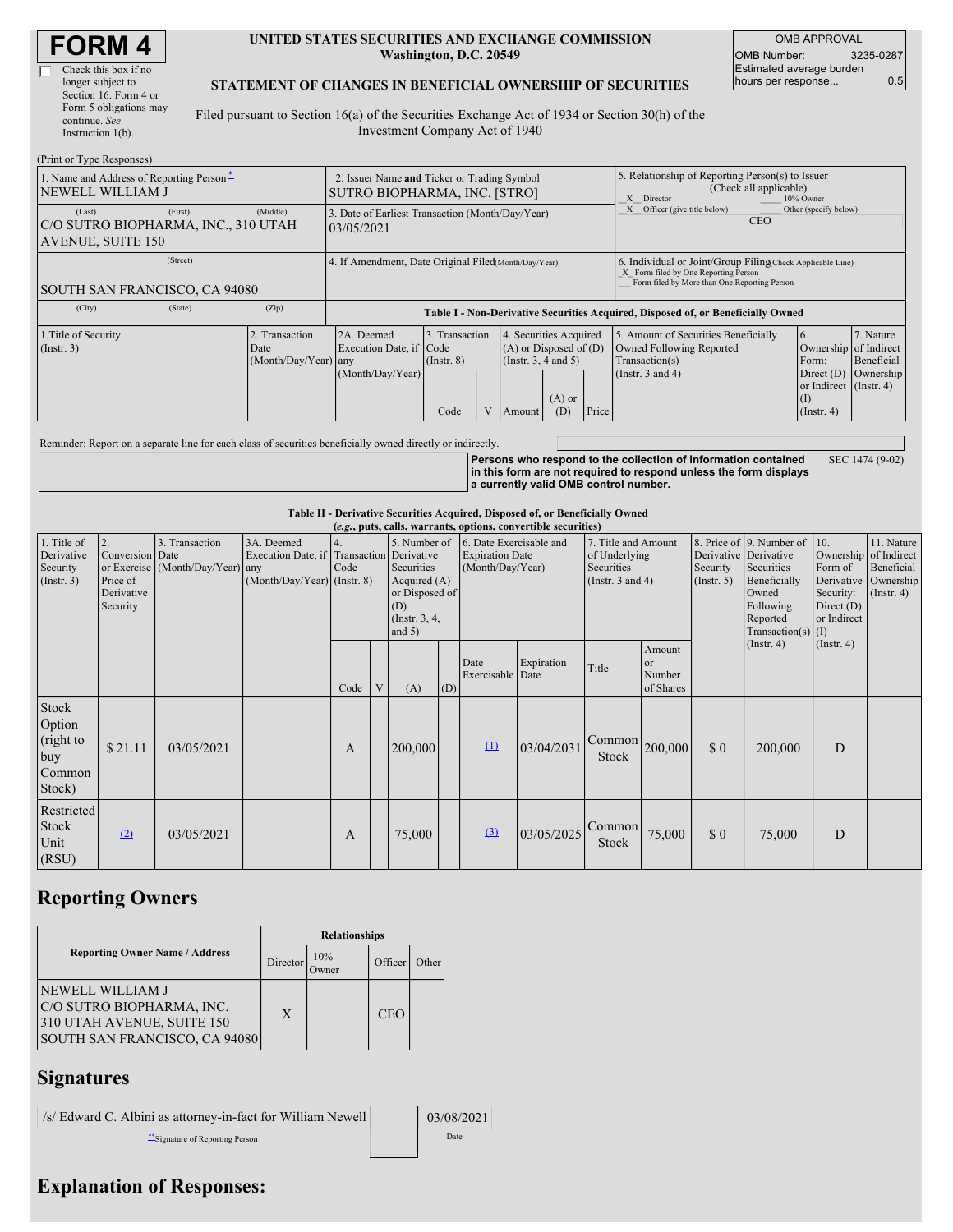# FORM 4

☐ Check this box if no longer subject to Section 16. Form 4 or Form 5 obligations may continue. *See* Instruction 1(b).

**UNITED STATES SECURITIES AND EXCHANGE COMMISSION**
**Washington, D.C. 20549**

**STATEMENT OF CHANGES IN BENEFICIAL OWNERSHIP OF SECURITIES**

Filed pursuant to Section 16(a) of the Securities Exchange Act of 1934 or Section 30(h) of the Investment Company Act of 1940

| OMB APPROVAL | |
|---|---|
| OMB Number: | 3235-0287 |
| Estimated average burden hours per response... | 0.5 |

(Print or Type Responses)

| | | |
|---|---|---|
| 1. Name and Address of Reporting Person* NEWELL WILLIAM J | 2. Issuer Name and Ticker or Trading Symbol SUTRO BIOPHARMA, INC. [STRO] | 5. Relationship of Reporting Person(s) to Issuer (Check all applicable) _X_ Director ___ 10% Owner _X_ Officer (give title below) ___ Other (specify below) CEO |
| (Last) (First) (Middle) C/O SUTRO BIOPHARMA, INC., 310 UTAH AVENUE, SUITE 150 | 3. Date of Earliest Transaction (Month/Day/Year) 03/05/2021 | |
| (Street) SOUTH SAN FRANCISCO, CA 94080 | 4. If Amendment, Date Original Filed (Month/Day/Year) | 6. Individual or Joint/Group Filing (Check Applicable Line) _X_ Form filed by One Reporting Person ___ Form filed by More than One Reporting Person |
| (City) (State) (Zip) | | |

**Table I - Non-Derivative Securities Acquired, Disposed of, or Beneficially Owned**

| 1.Title of Security (Instr. 3) | 2. Transaction Date (Month/Day/Year) | 2A. Deemed Execution Date, if any (Month/Day/Year) | 3. Transaction Code (Instr. 8) | | 4. Securities Acquired (A) or Disposed of (D) (Instr. 3, 4 and 5) | | | 5. Amount of Securities Beneficially Owned Following Reported Transaction(s) (Instr. 3 and 4) | 6. Ownership Form: Direct (D) or Indirect (I) (Instr. 4) | 7. Nature of Indirect Beneficial Ownership (Instr. 4) |
|---|---|---|---|---|---|---|---|---|---|---|
| | | | Code | V | Amount | (A) or (D) | Price | | | |

Reminder: Report on a separate line for each class of securities beneficially owned directly or indirectly.

**Persons who respond to the collection of information contained in this form are not required to respond unless the form displays a currently valid OMB control number.** SEC 1474 (9-02)

**Table II - Derivative Securities Acquired, Disposed of, or Beneficially Owned**
***(e.g., puts, calls, warrants, options, convertible securities)***

| 1. Title of Derivative Security (Instr. 3) | 2. Conversion or Exercise Price of Derivative Security | 3. Transaction Date (Month/Day/Year) | 3A. Deemed Execution Date, if any (Month/Day/Year) | 4. Transaction Code (Instr. 8) | | 5. Number of Derivative Securities Acquired (A) or Disposed of (D) (Instr. 3, 4, and 5) | | 6. Date Exercisable and Expiration Date (Month/Day/Year) | | 7. Title and Amount of Underlying Securities (Instr. 3 and 4) | | 8. Price of Derivative Security (Instr. 5) | 9. Number of Derivative Securities Beneficially Owned Following Reported Transaction(s) (Instr. 4) | 10. Ownership Form of Derivative Security: Direct (D) or Indirect (I) (Instr. 4) | 11. Nature of Indirect Beneficial Ownership (Instr. 4) |
|---|---|---|---|---|---|---|---|---|---|---|---|---|---|---|---|
| | | | | Code | V | (A) | (D) | Date Exercisable | Expiration Date | Title | Amount or Number of Shares | | | | |
| Stock Option (right to buy Common Stock) | $ 21.11 | 03/05/2021 | | A | | 200,000 | | (1) | 03/04/2031 | Common Stock | 200,000 | $ 0 | 200,000 | D | |
| Restricted Stock Unit (RSU) | (2) | 03/05/2021 | | A | | 75,000 | | (3) | 03/05/2025 | Common Stock | 75,000 | $ 0 | 75,000 | D | |

## Reporting Owners

| Reporting Owner Name / Address | Relationships | | | |
|---|---|---|---|---|
| | Director | 10% Owner | Officer | Other |
| NEWELL WILLIAM J C/O SUTRO BIOPHARMA, INC. 310 UTAH AVENUE, SUITE 150 SOUTH SAN FRANCISCO, CA 94080 | X | | CEO | |

## Signatures

| | |
|---|---|
| /s/ Edward C. Albini as attorney-in-fact for William Newell | 03/08/2021 |
| **Signature of Reporting Person | Date |

## Explanation of Responses: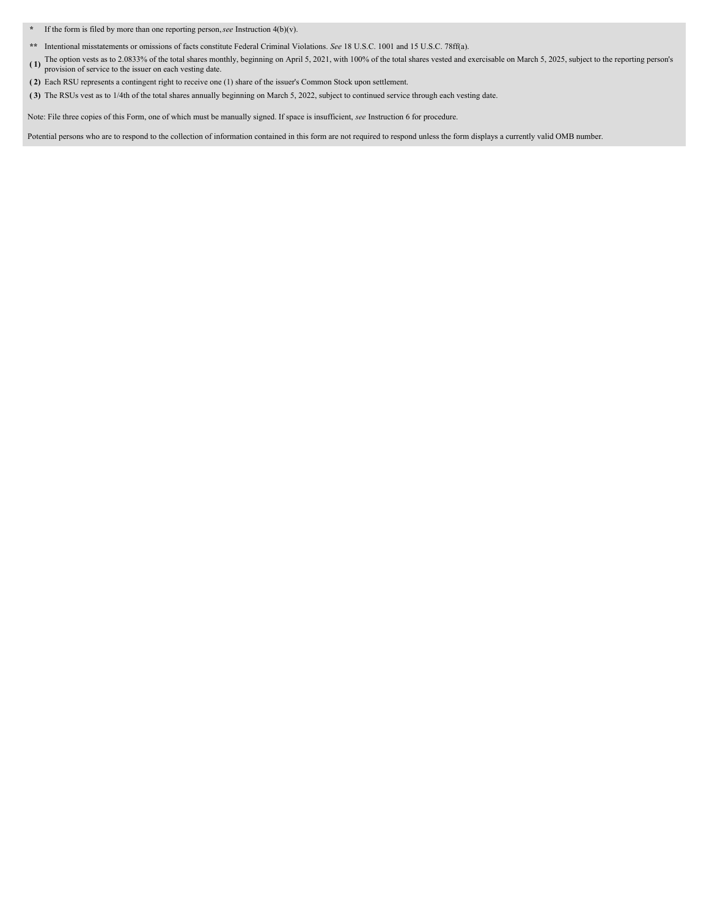* If the form is filed by more than one reporting person, *see* Instruction 4(b)(v).

** Intentional misstatements or omissions of facts constitute Federal Criminal Violations. *See* 18 U.S.C. 1001 and 15 U.S.C. 78ff(a).

( 1) The option vests as to 2.0833% of the total shares monthly, beginning on April 5, 2021, with 100% of the total shares vested and exercisable on March 5, 2025, subject to the reporting person's provision of service to the issuer on each vesting date.

( 2) Each RSU represents a contingent right to receive one (1) share of the issuer's Common Stock upon settlement.

( 3) The RSUs vest as to 1/4th of the total shares annually beginning on March 5, 2022, subject to continued service through each vesting date.

Note: File three copies of this Form, one of which must be manually signed. If space is insufficient, *see* Instruction 6 for procedure.

Potential persons who are to respond to the collection of information contained in this form are not required to respond unless the form displays a currently valid OMB number.